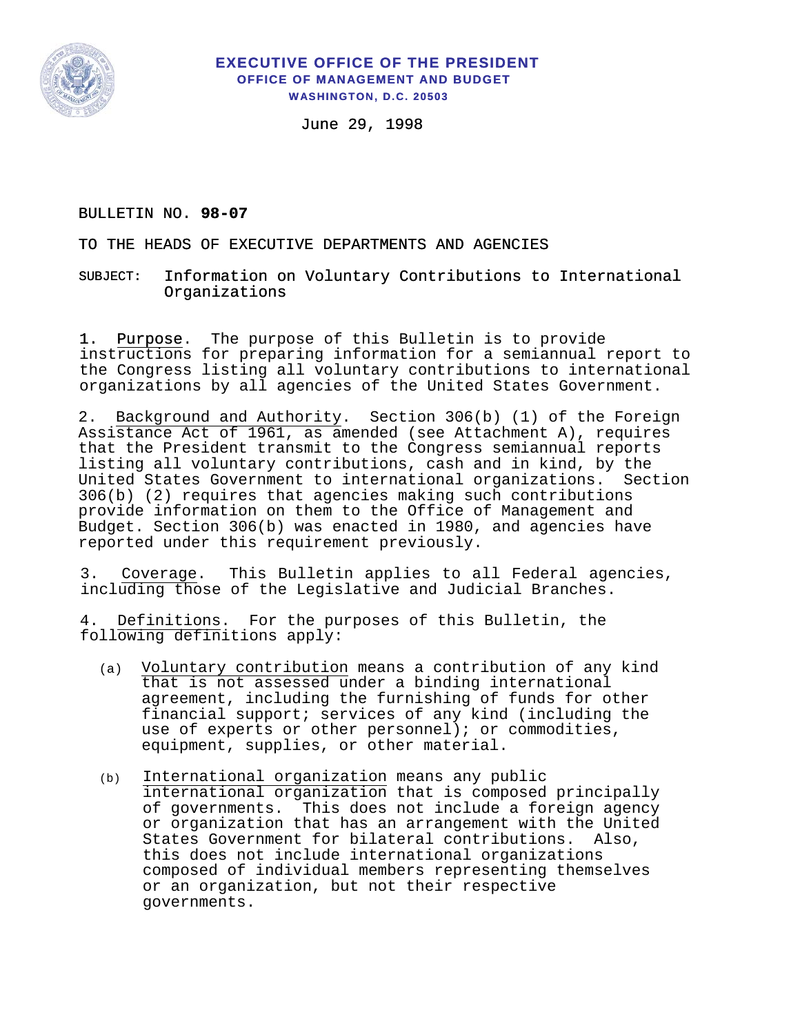**EXECUTIVE OFFICE OF THE PRESIDENT**
**OFFICE OF MANAGEMENT AND BUDGET**
**WASHINGTON, D.C. 20503**

June 29, 1998

BULLETIN NO. **98-07**

TO THE HEADS OF EXECUTIVE DEPARTMENTS AND AGENCIES

SUBJECT: Information on Voluntary Contributions to International Organizations

1. Purpose. The purpose of this Bulletin is to provide instructions for preparing information for a semiannual report to the Congress listing all voluntary contributions to international organizations by all agencies of the United States Government.

2. Background and Authority. Section 306(b) (1) of the Foreign Assistance Act of 1961, as amended (see Attachment A), requires that the President transmit to the Congress semiannual reports listing all voluntary contributions, cash and in kind, by the United States Government to international organizations. Section 306(b) (2) requires that agencies making such contributions provide information on them to the Office of Management and Budget. Section 306(b) was enacted in 1980, and agencies have reported under this requirement previously.

3. Coverage. This Bulletin applies to all Federal agencies, including those of the Legislative and Judicial Branches.

4. Definitions. For the purposes of this Bulletin, the following definitions apply:

   (a) Voluntary contribution means a contribution of any kind that is not assessed under a binding international agreement, including the furnishing of funds for other financial support; services of any kind (including the use of experts or other personnel); or commodities, equipment, supplies, or other material.

   (b) International organization means any public international organization that is composed principally of governments. This does not include a foreign agency or organization that has an arrangement with the United States Government for bilateral contributions. Also, this does not include international organizations composed of individual members representing themselves or an organization, but not their respective governments.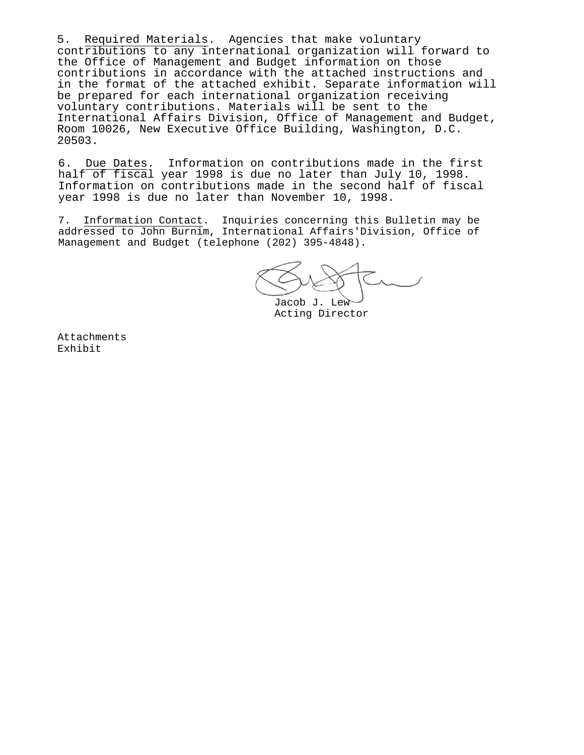5. Required Materials. Agencies that make voluntary contributions to any international organization will forward to the Office of Management and Budget information on those contributions in accordance with the attached instructions and in the format of the attached exhibit. Separate information will be prepared for each international organization receiving voluntary contributions. Materials will be sent to the International Affairs Division, Office of Management and Budget, Room 10026, New Executive Office Building, Washington, D.C. 20503.

6. Due Dates. Information on contributions made in the first half of fiscal year 1998 is due no later than July 10, 1998. Information on contributions made in the second half of fiscal year 1998 is due no later than November 10, 1998.

7. Information Contact. Inquiries concerning this Bulletin may be addressed to John Burnim, International Affairs'Division, Office of Management and Budget (telephone (202) 395-4848).

Jacob J. Lew
Acting Director

Attachments
Exhibit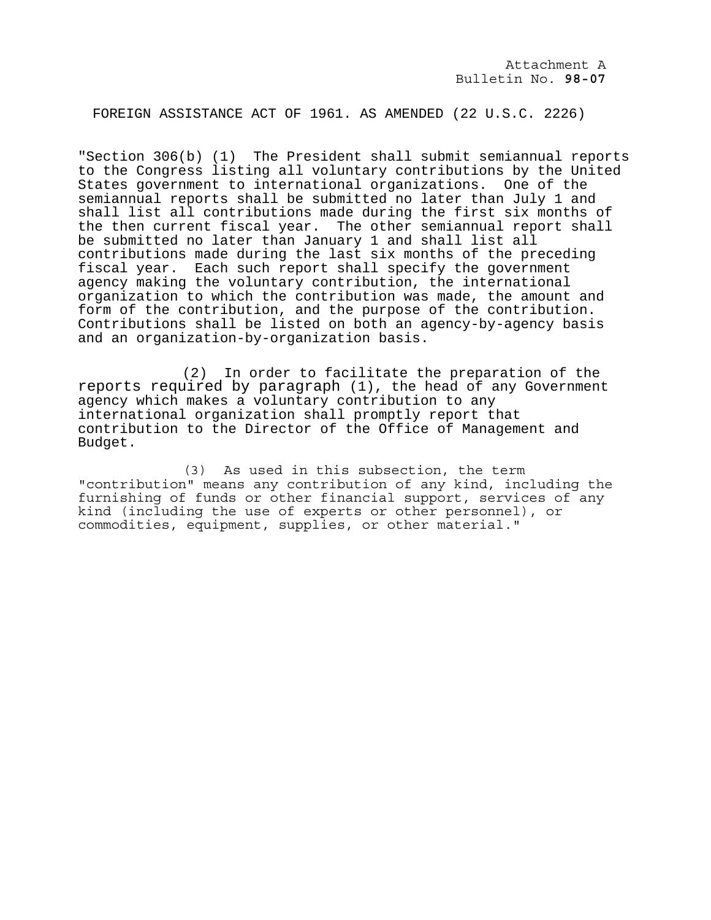Attachment A
Bulletin No. **98-07**

FOREIGN ASSISTANCE ACT OF 1961. AS AMENDED (22 U.S.C. 2226)

"Section 306(b) (1) The President shall submit semiannual reports to the Congress listing all voluntary contributions by the United States government to international organizations. One of the semiannual reports shall be submitted no later than July 1 and shall list all contributions made during the first six months of the then current fiscal year. The other semiannual report shall be submitted no later than January 1 and shall list all contributions made during the last six months of the preceding fiscal year. Each such report shall specify the government agency making the voluntary contribution, the international organization to which the contribution was made, the amount and form of the contribution, and the purpose of the contribution. Contributions shall be listed on both an agency-by-agency basis and an organization-by-organization basis.

(2) In order to facilitate the preparation of the reports required by paragraph (1), the head of any Government agency which makes a voluntary contribution to any international organization shall promptly report that contribution to the Director of the Office of Management and Budget.

(3) As used in this subsection, the term "contribution" means any contribution of any kind, including the furnishing of funds or other financial support, services of any kind (including the use of experts or other personnel), or commodities, equipment, supplies, or other material."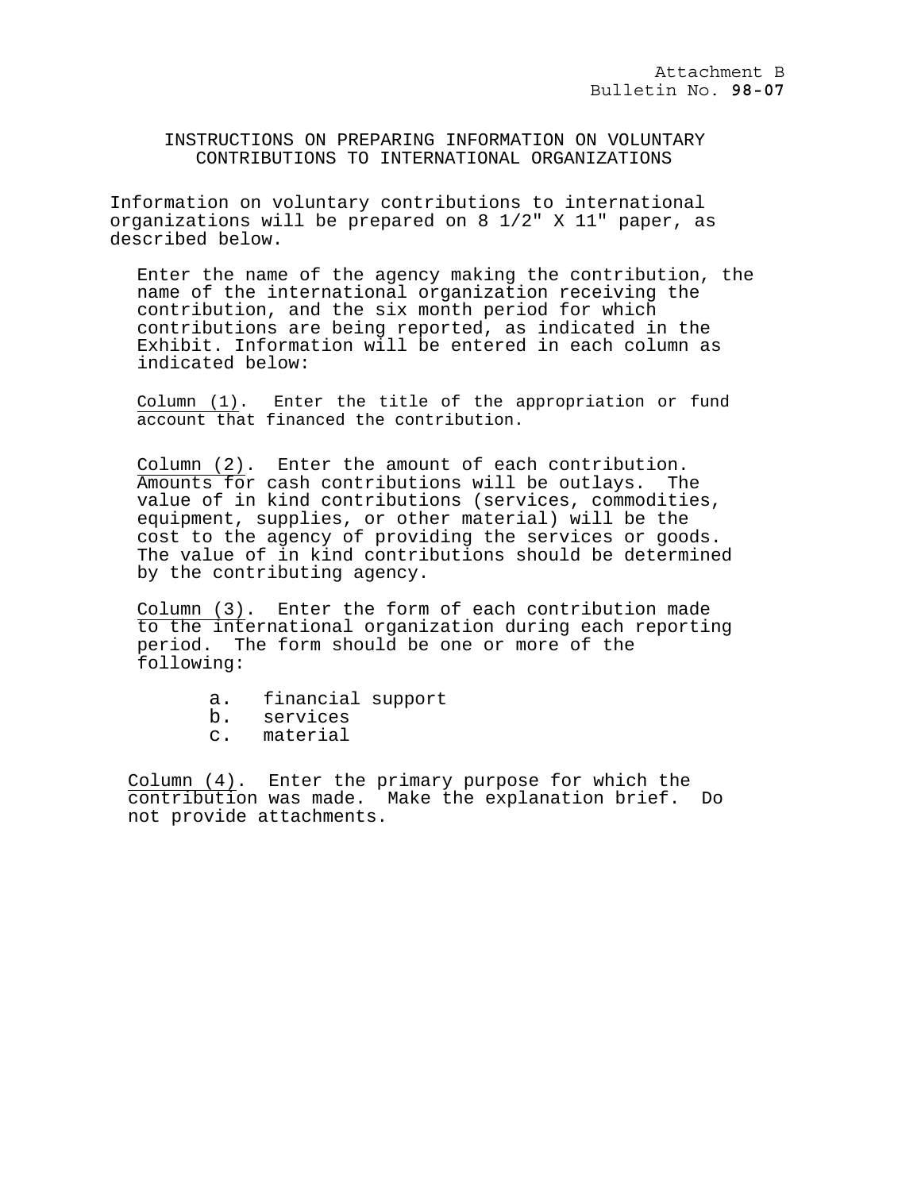Attachment B
Bulletin No. **98-07**

# INSTRUCTIONS ON PREPARING INFORMATION ON VOLUNTARY CONTRIBUTIONS TO INTERNATIONAL ORGANIZATIONS

Information on voluntary contributions to international organizations will be prepared on 8 1/2" X 11" paper, as described below.

Enter the name of the agency making the contribution, the name of the international organization receiving the contribution, and the six month period for which contributions are being reported, as indicated in the Exhibit. Information will be entered in each column as indicated below:

<u>Column (1)</u>. Enter the title of the appropriation or fund account that financed the contribution.

<u>Column (2)</u>. Enter the amount of each contribution. Amounts for cash contributions will be outlays. The value of in kind contributions (services, commodities, equipment, supplies, or other material) will be the cost to the agency of providing the services or goods. The value of in kind contributions should be determined by the contributing agency.

<u>Column (3)</u>. Enter the form of each contribution made to the international organization during each reporting period. The form should be one or more of the following:

a. financial support
b. services
c. material

<u>Column (4)</u>. Enter the primary purpose for which the contribution was made. Make the explanation brief. Do not provide attachments.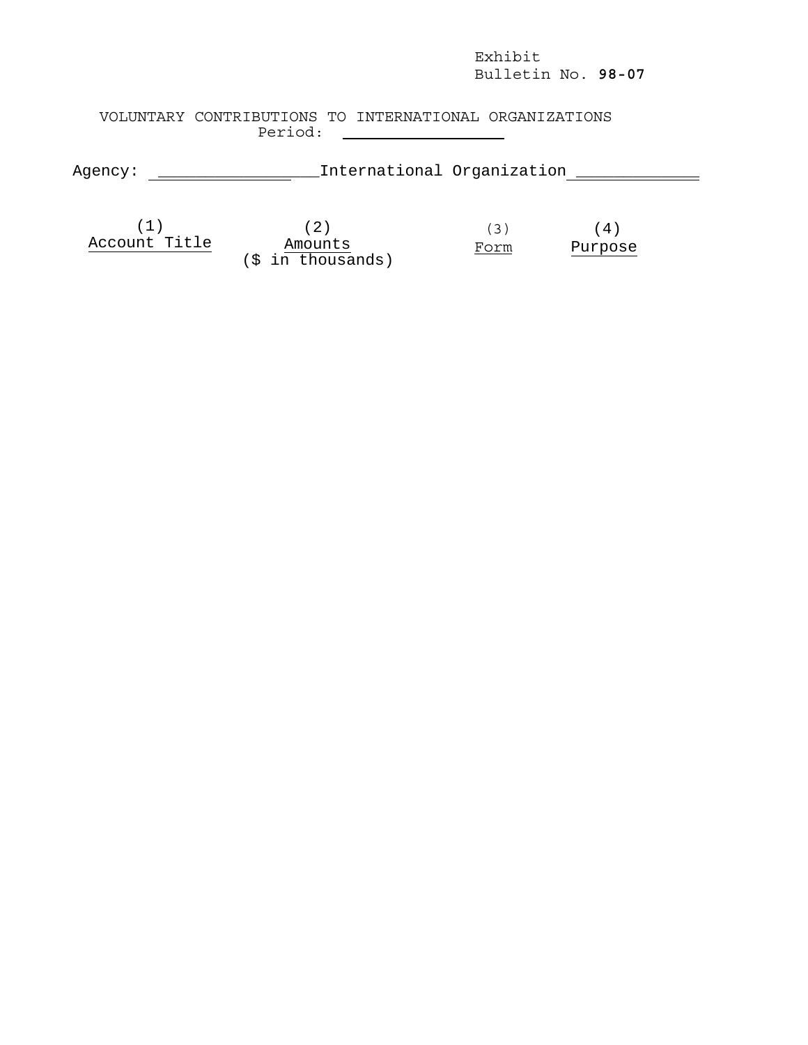Exhibit
Bulletin No. **98-07**

VOLUNTARY CONTRIBUTIONS TO INTERNATIONAL ORGANIZATIONS
Period: ______________

Agency: ______________ International Organization ______________

| (1) Account Title | (2) Amounts ($ in thousands) | (3) Form | (4) Purpose |
|---|---|---|---|